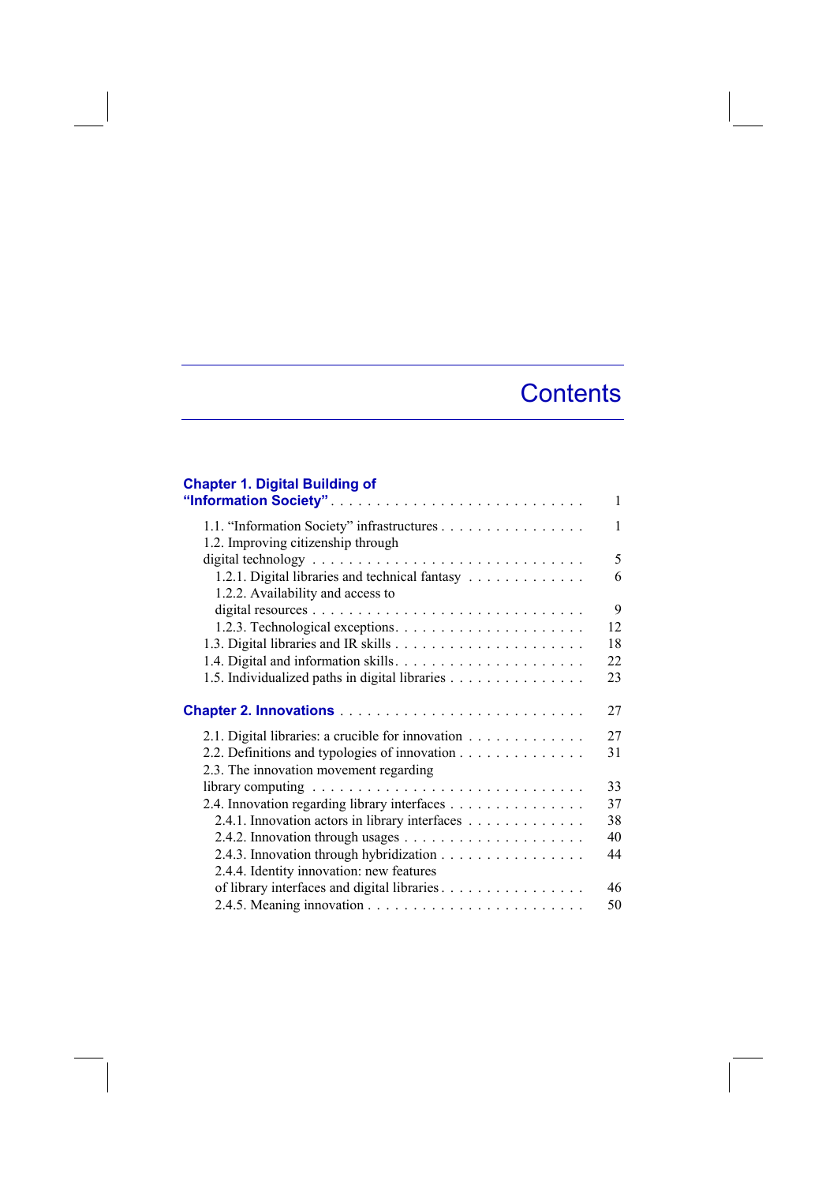# Contents

**Chapter 1. Digital Building of “Information Society”** . . . . . . . . . . 1

- 1.1. “Information Society” infrastructures . . . . . . . . . . 1
- 1.2. Improving citizenship through digital technology . . . . . . . . . . 5
  - 1.2.1. Digital libraries and technical fantasy . . . . . . . . . . 6
  - 1.2.2. Availability and access to digital resources . . . . . . . . . . 9
  - 1.2.3. Technological exceptions . . . . . . . . . . 12
- 1.3. Digital libraries and IR skills . . . . . . . . . . 18
- 1.4. Digital and information skills . . . . . . . . . . 22
- 1.5. Individualized paths in digital libraries . . . . . . . . . . 23

**Chapter 2. Innovations** . . . . . . . . . . 27

- 2.1. Digital libraries: a crucible for innovation . . . . . . . . . . 27
- 2.2. Definitions and typologies of innovation . . . . . . . . . . 31
- 2.3. The innovation movement regarding library computing . . . . . . . . . . 33
- 2.4. Innovation regarding library interfaces . . . . . . . . . . 37
  - 2.4.1. Innovation actors in library interfaces . . . . . . . . . . 38
  - 2.4.2. Innovation through usages . . . . . . . . . . 40
  - 2.4.3. Innovation through hybridization . . . . . . . . . . 44
  - 2.4.4. Identity innovation: new features of library interfaces and digital libraries . . . . . . . . . . 46
  - 2.4.5. Meaning innovation . . . . . . . . . . 50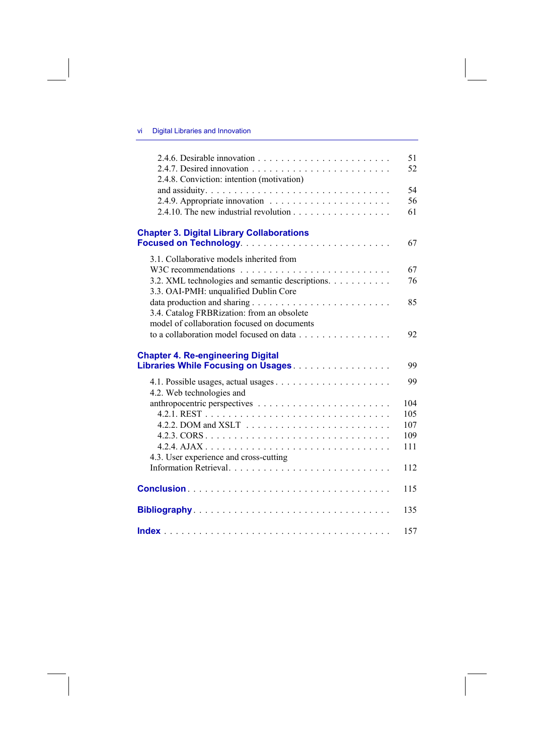2.4.6. Desirable innovation . . . . . . . . . . . . . . . . . . . . . . . 51
2.4.7. Desired innovation . . . . . . . . . . . . . . . . . . . . . . . . 52
2.4.8. Conviction: intention (motivation) and assiduity. . . . . . . . . . . . . . . . . . . . . . . . . . . . . 54
2.4.9. Appropriate innovation . . . . . . . . . . . . . . . . . . . . . 56
2.4.10. The new industrial revolution . . . . . . . . . . . . . . . . . 61

**Chapter 3. Digital Library Collaborations Focused on Technology**. . . . . . . . . . . . . . . . . . . . . . . . . 67

3.1. Collaborative models inherited from W3C recommendations . . . . . . . . . . . . . . . . . . . . . . . . . . 67
3.2. XML technologies and semantic descriptions. . . . . . . . . . . 76
3.3. OAI-PMH: unqualified Dublin Core data production and sharing . . . . . . . . . . . . . . . . . . . . . . . 85
3.4. Catalog FRBRization: from an obsolete model of collaboration focused on documents to a collaboration model focused on data . . . . . . . . . . . . . . . . 92

**Chapter 4. Re-engineering Digital Libraries While Focusing on Usages**. . . . . . . . . . . . . . . . . 99

4.1. Possible usages, actual usages . . . . . . . . . . . . . . . . . . . . 99
4.2. Web technologies and anthropocentric perspectives . . . . . . . . . . . . . . . . . . . . . . 104
4.2.1. REST . . . . . . . . . . . . . . . . . . . . . . . . . . . . . . 105
4.2.2. DOM and XSLT . . . . . . . . . . . . . . . . . . . . . . . . 107
4.2.3. CORS . . . . . . . . . . . . . . . . . . . . . . . . . . . . . . 109
4.2.4. AJAX . . . . . . . . . . . . . . . . . . . . . . . . . . . . . . 111
4.3. User experience and cross-cutting Information Retrieval. . . . . . . . . . . . . . . . . . . . . . . . . . 112

**Conclusion** . . . . . . . . . . . . . . . . . . . . . . . . . . . . . . . . 115

**Bibliography**. . . . . . . . . . . . . . . . . . . . . . . . . . . . . . . 135

**Index** . . . . . . . . . . . . . . . . . . . . . . . . . . . . . . . . . . . 157